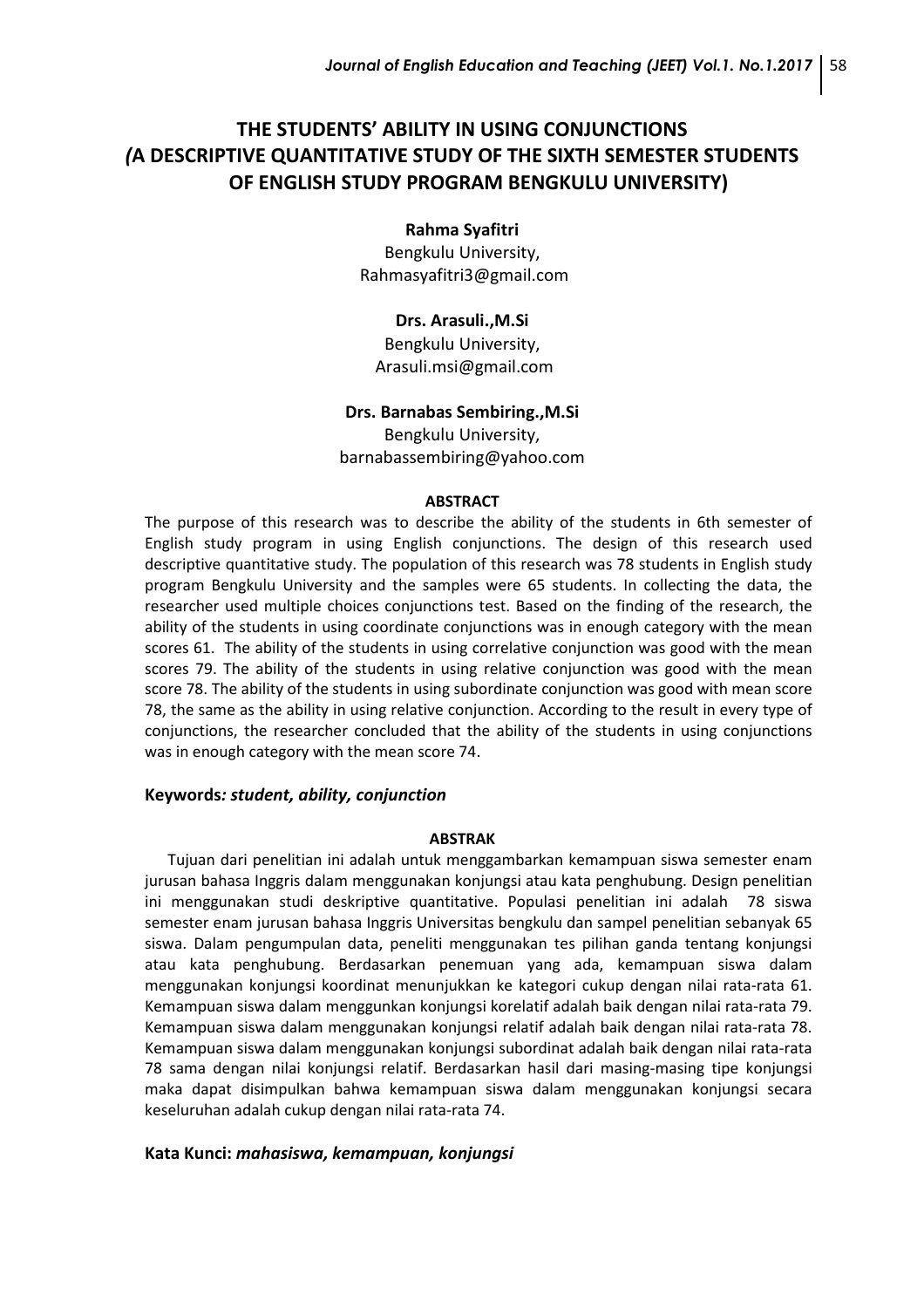# THE STUDENTS' ABILITY IN USING CONJUNCTIONS (A DESCRIPTIVE QUANTITATIVE STUDY OF THE SIXTH SEMESTER STUDENTS OF ENGLISH STUDY PROGRAM BENGKULU UNIVERSITY)

**Rahma Syafitri**
Bengkulu University,
Rahmasyafitri3@gmail.com

**Drs. Arasuli.,M.Si**
Bengkulu University,
Arasuli.msi@gmail.com

**Drs. Barnabas Sembiring.,M.Si**
Bengkulu University,
barnabassembiring@yahoo.com

## ABSTRACT

The purpose of this research was to describe the ability of the students in 6th semester of English study program in using English conjunctions. The design of this research used descriptive quantitative study. The population of this research was 78 students in English study program Bengkulu University and the samples were 65 students. In collecting the data, the researcher used multiple choices conjunctions test. Based on the finding of the research, the ability of the students in using coordinate conjunctions was in enough category with the mean scores 61. The ability of the students in using correlative conjunction was good with the mean scores 79. The ability of the students in using relative conjunction was good with the mean score 78. The ability of the students in using subordinate conjunction was good with mean score 78, the same as the ability in using relative conjunction. According to the result in every type of conjunctions, the researcher concluded that the ability of the students in using conjunctions was in enough category with the mean score 74.

**Keywords*: student, ability, conjunction***

## ABSTRAK

Tujuan dari penelitian ini adalah untuk menggambarkan kemampuan siswa semester enam jurusan bahasa Inggris dalam menggunakan konjungsi atau kata penghubung. Design penelitian ini menggunakan studi deskriptive quantitative. Populasi penelitian ini adalah 78 siswa semester enam jurusan bahasa Inggris Universitas bengkulu dan sampel penelitian sebanyak 65 siswa. Dalam pengumpulan data, peneliti menggunakan tes pilihan ganda tentang konjungsi atau kata penghubung. Berdasarkan penemuan yang ada, kemampuan siswa dalam menggunakan konjungsi koordinat menunjukkan ke kategori cukup dengan nilai rata-rata 61. Kemampuan siswa dalam menggunkan konjungsi korelatif adalah baik dengan nilai rata-rata 79. Kemampuan siswa dalam menggunakan konjungsi relatif adalah baik dengan nilai rata-rata 78. Kemampuan siswa dalam menggunakan konjungsi subordinat adalah baik dengan nilai rata-rata 78 sama dengan nilai konjungsi relatif. Berdasarkan hasil dari masing-masing tipe konjungsi maka dapat disimpulkan bahwa kemampuan siswa dalam menggunakan konjungsi secara keseluruhan adalah cukup dengan nilai rata-rata 74.

**Kata Kunci:** ***mahasiswa, kemampuan, konjungsi***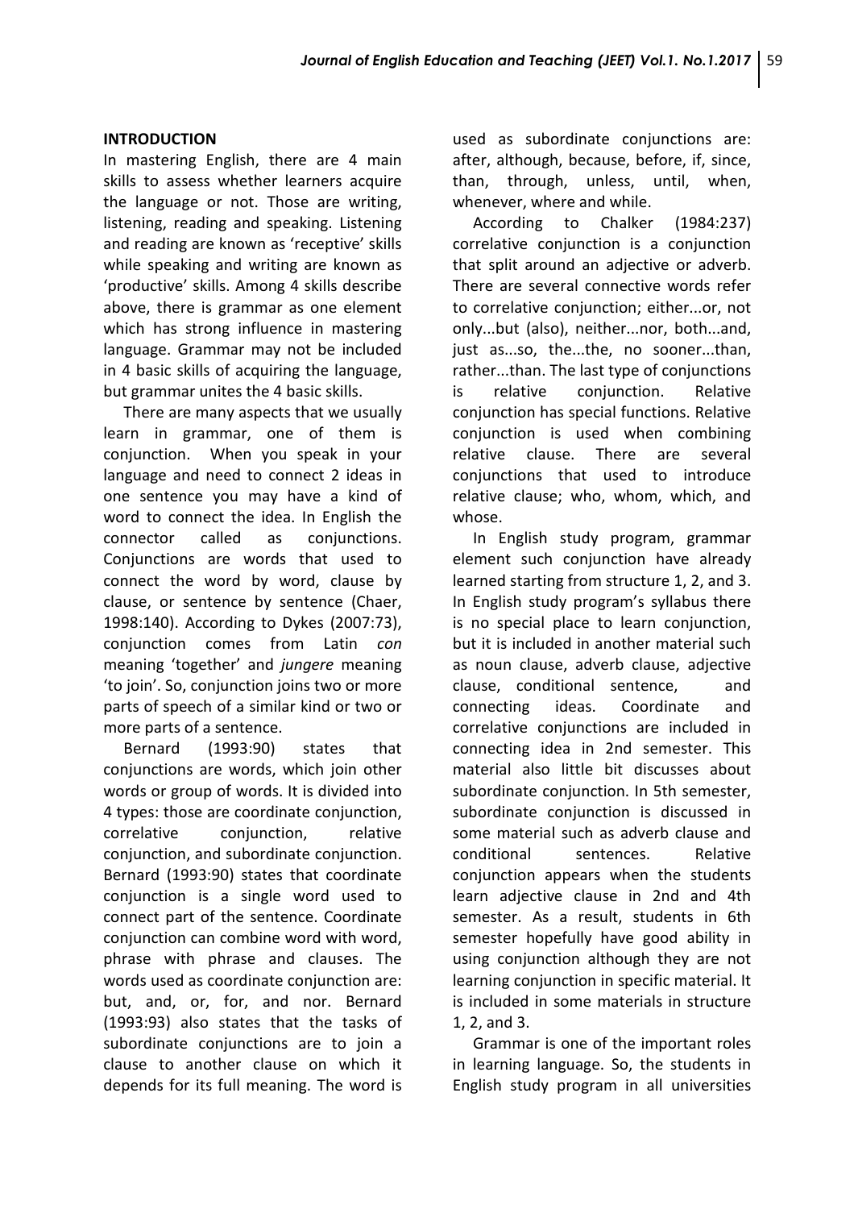## INTRODUCTION

In mastering English, there are 4 main skills to assess whether learners acquire the language or not. Those are writing, listening, reading and speaking. Listening and reading are known as 'receptive' skills while speaking and writing are known as 'productive' skills. Among 4 skills describe above, there is grammar as one element which has strong influence in mastering language. Grammar may not be included in 4 basic skills of acquiring the language, but grammar unites the 4 basic skills.

There are many aspects that we usually learn in grammar, one of them is conjunction. When you speak in your language and need to connect 2 ideas in one sentence you may have a kind of word to connect the idea. In English the connector called as conjunctions. Conjunctions are words that used to connect the word by word, clause by clause, or sentence by sentence (Chaer, 1998:140). According to Dykes (2007:73), conjunction comes from Latin *con* meaning 'together' and *jungere* meaning 'to join'. So, conjunction joins two or more parts of speech of a similar kind or two or more parts of a sentence.

Bernard (1993:90) states that conjunctions are words, which join other words or group of words. It is divided into 4 types: those are coordinate conjunction, correlative conjunction, relative conjunction, and subordinate conjunction. Bernard (1993:90) states that coordinate conjunction is a single word used to connect part of the sentence. Coordinate conjunction can combine word with word, phrase with phrase and clauses. The words used as coordinate conjunction are: but, and, or, for, and nor. Bernard (1993:93) also states that the tasks of subordinate conjunctions are to join a clause to another clause on which it depends for its full meaning. The word is used as subordinate conjunctions are: after, although, because, before, if, since, than, through, unless, until, when, whenever, where and while.

According to Chalker (1984:237) correlative conjunction is a conjunction that split around an adjective or adverb. There are several connective words refer to correlative conjunction; either...or, not only...but (also), neither...nor, both...and, just as...so, the...the, no sooner...than, rather...than. The last type of conjunctions is relative conjunction. Relative conjunction has special functions. Relative conjunction is used when combining relative clause. There are several conjunctions that used to introduce relative clause; who, whom, which, and whose.

In English study program, grammar element such conjunction have already learned starting from structure 1, 2, and 3. In English study program's syllabus there is no special place to learn conjunction, but it is included in another material such as noun clause, adverb clause, adjective clause, conditional sentence, and connecting ideas. Coordinate and correlative conjunctions are included in connecting idea in 2nd semester. This material also little bit discusses about subordinate conjunction. In 5th semester, subordinate conjunction is discussed in some material such as adverb clause and conditional sentences. Relative conjunction appears when the students learn adjective clause in 2nd and 4th semester. As a result, students in 6th semester hopefully have good ability in using conjunction although they are not learning conjunction in specific material. It is included in some materials in structure 1, 2, and 3.

Grammar is one of the important roles in learning language. So, the students in English study program in all universities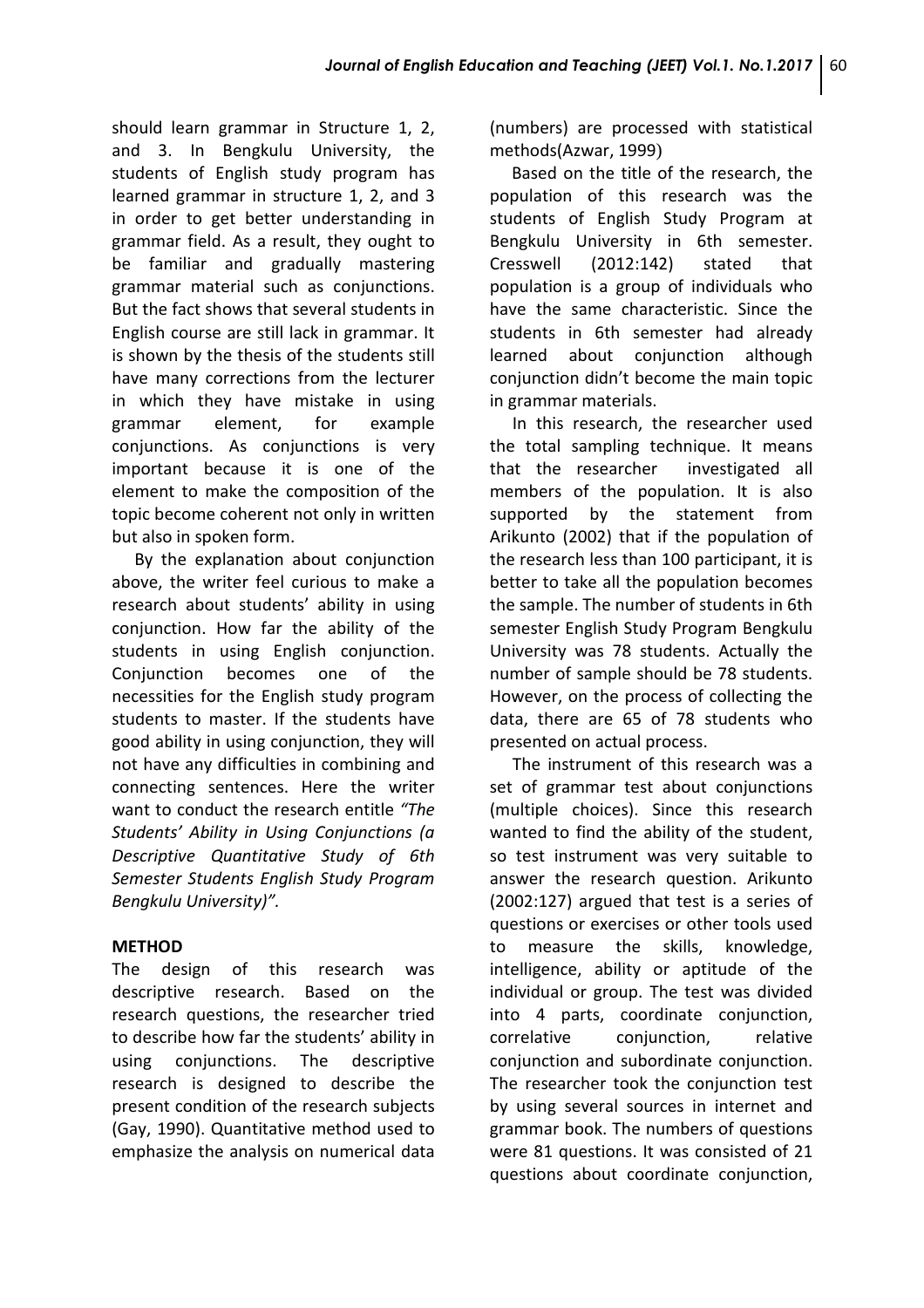should learn grammar in Structure 1, 2, and 3. In Bengkulu University, the students of English study program has learned grammar in structure 1, 2, and 3 in order to get better understanding in grammar field. As a result, they ought to be familiar and gradually mastering grammar material such as conjunctions. But the fact shows that several students in English course are still lack in grammar. It is shown by the thesis of the students still have many corrections from the lecturer in which they have mistake in using grammar element, for example conjunctions. As conjunctions is very important because it is one of the element to make the composition of the topic become coherent not only in written but also in spoken form.

By the explanation about conjunction above, the writer feel curious to make a research about students' ability in using conjunction. How far the ability of the students in using English conjunction. Conjunction becomes one of the necessities for the English study program students to master. If the students have good ability in using conjunction, they will not have any difficulties in combining and connecting sentences. Here the writer want to conduct the research entitle *"The Students' Ability in Using Conjunctions (a Descriptive Quantitative Study of 6th Semester Students English Study Program Bengkulu University)".*

## METHOD

The design of this research was descriptive research. Based on the research questions, the researcher tried to describe how far the students' ability in using conjunctions. The descriptive research is designed to describe the present condition of the research subjects (Gay, 1990). Quantitative method used to emphasize the analysis on numerical data (numbers) are processed with statistical methods(Azwar, 1999)

Based on the title of the research, the population of this research was the students of English Study Program at Bengkulu University in 6th semester. Cresswell (2012:142) stated that population is a group of individuals who have the same characteristic. Since the students in 6th semester had already learned about conjunction although conjunction didn't become the main topic in grammar materials.

In this research, the researcher used the total sampling technique. It means that the researcher investigated all members of the population. It is also supported by the statement from Arikunto (2002) that if the population of the research less than 100 participant, it is better to take all the population becomes the sample. The number of students in 6th semester English Study Program Bengkulu University was 78 students. Actually the number of sample should be 78 students. However, on the process of collecting the data, there are 65 of 78 students who presented on actual process.

The instrument of this research was a set of grammar test about conjunctions (multiple choices). Since this research wanted to find the ability of the student, so test instrument was very suitable to answer the research question. Arikunto (2002:127) argued that test is a series of questions or exercises or other tools used to measure the skills, knowledge, intelligence, ability or aptitude of the individual or group. The test was divided into 4 parts, coordinate conjunction, correlative conjunction, relative conjunction and subordinate conjunction. The researcher took the conjunction test by using several sources in internet and grammar book. The numbers of questions were 81 questions. It was consisted of 21 questions about coordinate conjunction,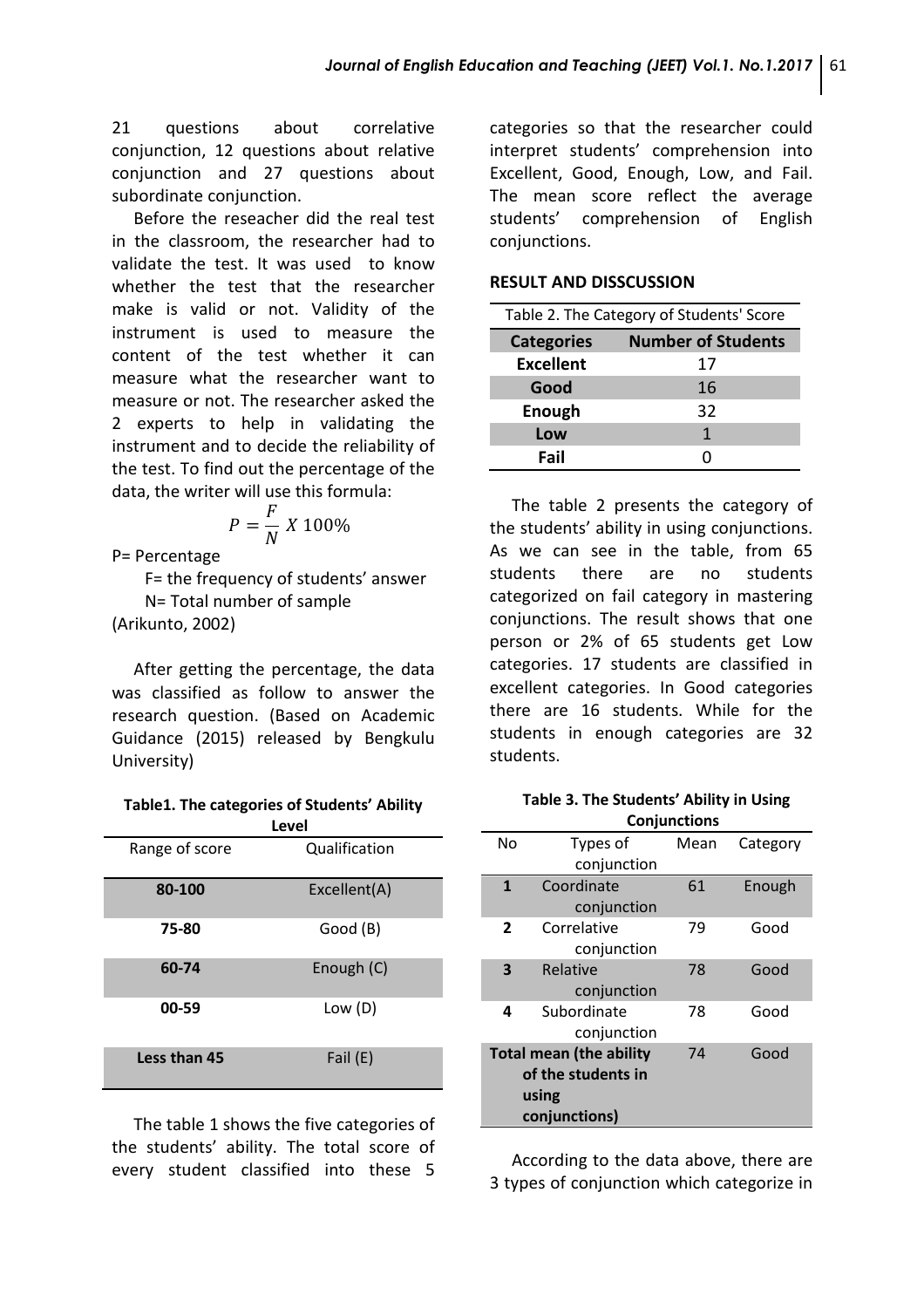21 questions about correlative conjunction, 12 questions about relative conjunction and 27 questions about subordinate conjunction.

Before the reseacher did the real test in the classroom, the researcher had to validate the test. It was used to know whether the test that the researcher make is valid or not. Validity of the instrument is used to measure the content of the test whether it can measure what the researcher want to measure or not. The researcher asked the 2 experts to help in validating the instrument and to decide the reliability of the test. To find out the percentage of the data, the writer will use this formula:

$$P = \frac{F}{N} X\ 100\%$$

P= Percentage

F= the frequency of students' answer

N= Total number of sample

(Arikunto, 2002)

After getting the percentage, the data was classified as follow to answer the research question. (Based on Academic Guidance (2015) released by Bengkulu University)

**Table1. The categories of Students' Ability Level**

| Range of score | Qualification |
|---|---|
| **80-100** | Excellent(A) |
| **75-80** | Good (B) |
| **60-74** | Enough (C) |
| **00-59** | Low (D) |
| **Less than 45** | Fail (E) |

The table 1 shows the five categories of the students' ability. The total score of every student classified into these 5 categories so that the researcher could interpret students' comprehension into Excellent, Good, Enough, Low, and Fail. The mean score reflect the average students' comprehension of English conjunctions.

## RESULT AND DISSCUSSION

Table 2. The Category of Students' Score

| Categories | Number of Students |
|---|---|
| **Excellent** | 17 |
| **Good** | 16 |
| **Enough** | 32 |
| **Low** | 1 |
| **Fail** | 0 |

The table 2 presents the category of the students' ability in using conjunctions. As we can see in the table, from 65 students there are no students categorized on fail category in mastering conjunctions. The result shows that one person or 2% of 65 students get Low categories. 17 students are classified in excellent categories. In Good categories there are 16 students. While for the students in enough categories are 32 students.

**Table 3. The Students' Ability in Using Conjunctions**

| No | Types of conjunction | Mean | Category |
|---|---|---|---|
| **1** | Coordinate conjunction | 61 | Enough |
| **2** | Correlative conjunction | 79 | Good |
| **3** | Relative conjunction | 78 | Good |
| **4** | Subordinate conjunction | 78 | Good |
| **Total mean (the ability of the students in using conjunctions)** | | 74 | Good |

According to the data above, there are 3 types of conjunction which categorize in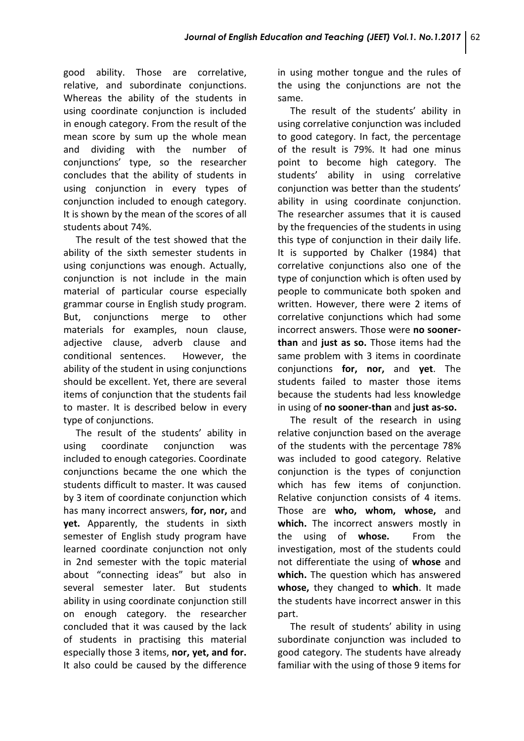good ability. Those are correlative, relative, and subordinate conjunctions. Whereas the ability of the students in using coordinate conjunction is included in enough category. From the result of the mean score by sum up the whole mean and dividing with the number of conjunctions' type, so the researcher concludes that the ability of students in using conjunction in every types of conjunction included to enough category. It is shown by the mean of the scores of all students about 74%.

The result of the test showed that the ability of the sixth semester students in using conjunctions was enough. Actually, conjunction is not include in the main material of particular course especially grammar course in English study program. But, conjunctions merge to other materials for examples, noun clause, adjective clause, adverb clause and conditional sentences. However, the ability of the student in using conjunctions should be excellent. Yet, there are several items of conjunction that the students fail to master. It is described below in every type of conjunctions.

The result of the students' ability in using coordinate conjunction was included to enough categories. Coordinate conjunctions became the one which the students difficult to master. It was caused by 3 item of coordinate conjunction which has many incorrect answers, **for, nor,** and **yet.** Apparently, the students in sixth semester of English study program have learned coordinate conjunction not only in 2nd semester with the topic material about "connecting ideas" but also in several semester later. But students ability in using coordinate conjunction still on enough category. the researcher concluded that it was caused by the lack of students in practising this material especially those 3 items, **nor, yet, and for.** It also could be caused by the difference in using mother tongue and the rules of the using the conjunctions are not the same.

The result of the students' ability in using correlative conjunction was included to good category. In fact, the percentage of the result is 79%. It had one minus point to become high category. The students' ability in using correlative conjunction was better than the students' ability in using coordinate conjunction. The researcher assumes that it is caused by the frequencies of the students in using this type of conjunction in their daily life. It is supported by Chalker (1984) that correlative conjunctions also one of the type of conjunction which is often used by people to communicate both spoken and written. However, there were 2 items of correlative conjunctions which had some incorrect answers. Those were **no sooner-than** and **just as so.** Those items had the same problem with 3 items in coordinate conjunctions **for, nor,** and **yet**. The students failed to master those items because the students had less knowledge in using of **no sooner-than** and **just as-so.**

The result of the research in using relative conjunction based on the average of the students with the percentage 78% was included to good category. Relative conjunction is the types of conjunction which has few items of conjunction. Relative conjunction consists of 4 items. Those are **who, whom, whose,** and **which.** The incorrect answers mostly in the using of **whose.** From the investigation, most of the students could not differentiate the using of **whose** and **which.** The question which has answered **whose,** they changed to **which**. It made the students have incorrect answer in this part.

The result of students' ability in using subordinate conjunction was included to good category. The students have already familiar with the using of those 9 items for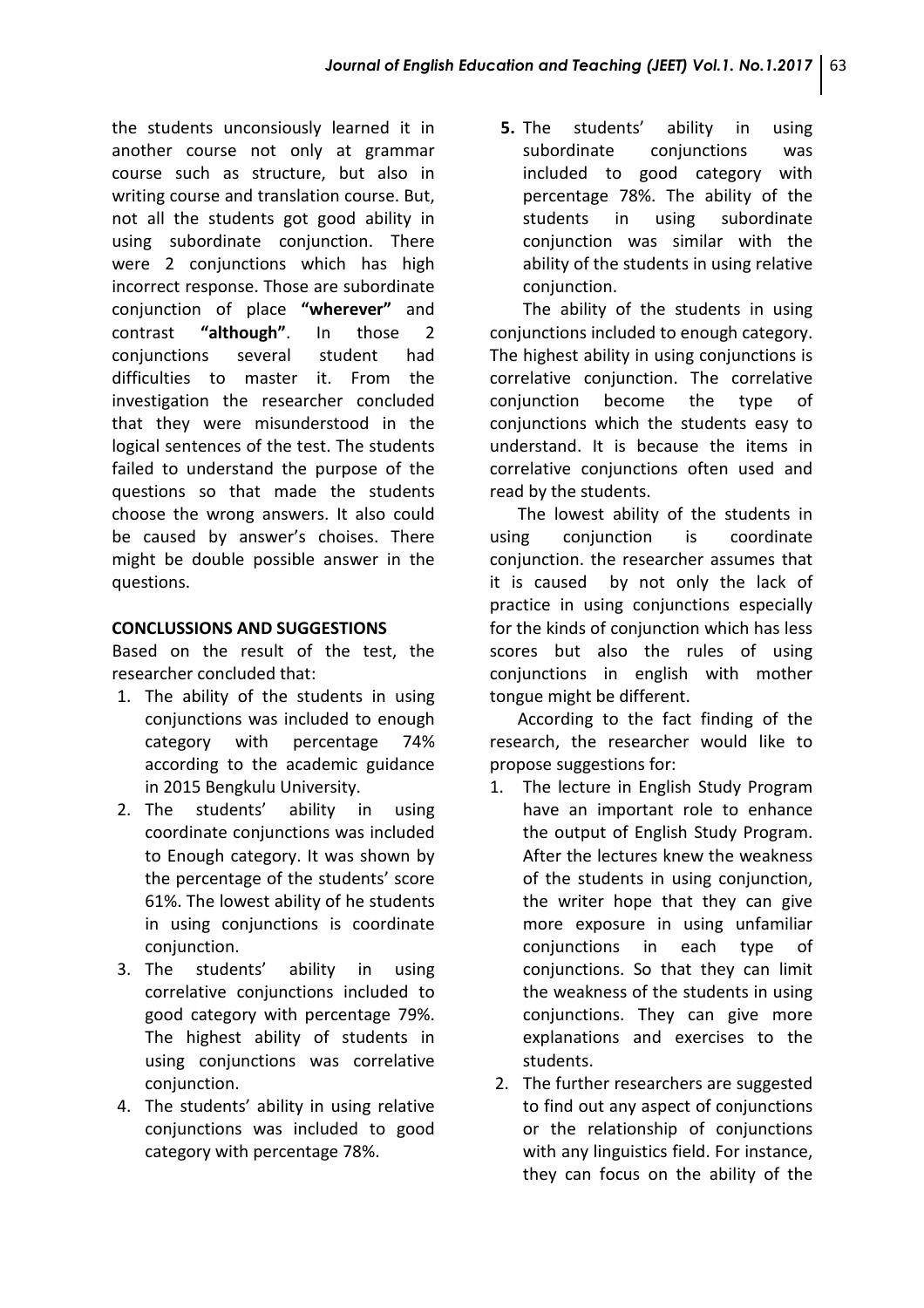the students unconsiously learned it in another course not only at grammar course such as structure, but also in writing course and translation course. But, not all the students got good ability in using subordinate conjunction. There were 2 conjunctions which has high incorrect response. Those are subordinate conjunction of place **"wherever"** and contrast **"although"**. In those 2 conjunctions several student had difficulties to master it. From the investigation the researcher concluded that they were misunderstood in the logical sentences of the test. The students failed to understand the purpose of the questions so that made the students choose the wrong answers. It also could be caused by answer's choises. There might be double possible answer in the questions.

**CONCLUSSIONS AND SUGGESTIONS**

Based on the result of the test, the researcher concluded that:

1. The ability of the students in using conjunctions was included to enough category with percentage 74% according to the academic guidance in 2015 Bengkulu University.
2. The students' ability in using coordinate conjunctions was included to Enough category. It was shown by the percentage of the students' score 61%. The lowest ability of he students in using conjunctions is coordinate conjunction.
3. The students' ability in using correlative conjunctions included to good category with percentage 79%. The highest ability of students in using conjunctions was correlative conjunction.
4. The students' ability in using relative conjunctions was included to good category with percentage 78%.
5. The students' ability in using subordinate conjunctions was included to good category with percentage 78%. The ability of the students in using subordinate conjunction was similar with the ability of the students in using relative conjunction.

The ability of the students in using conjunctions included to enough category. The highest ability in using conjunctions is correlative conjunction. The correlative conjunction become the type of conjunctions which the students easy to understand. It is because the items in correlative conjunctions often used and read by the students.

The lowest ability of the students in using conjunction is coordinate conjunction. the researcher assumes that it is caused by not only the lack of practice in using conjunctions especially for the kinds of conjunction which has less scores but also the rules of using conjunctions in english with mother tongue might be different.

According to the fact finding of the research, the researcher would like to propose suggestions for:

1. The lecture in English Study Program have an important role to enhance the output of English Study Program. After the lectures knew the weakness of the students in using conjunction, the writer hope that they can give more exposure in using unfamiliar conjunctions in each type of conjunctions. So that they can limit the weakness of the students in using conjunctions. They can give more explanations and exercises to the students.
2. The further researchers are suggested to find out any aspect of conjunctions or the relationship of conjunctions with any linguistics field. For instance, they can focus on the ability of the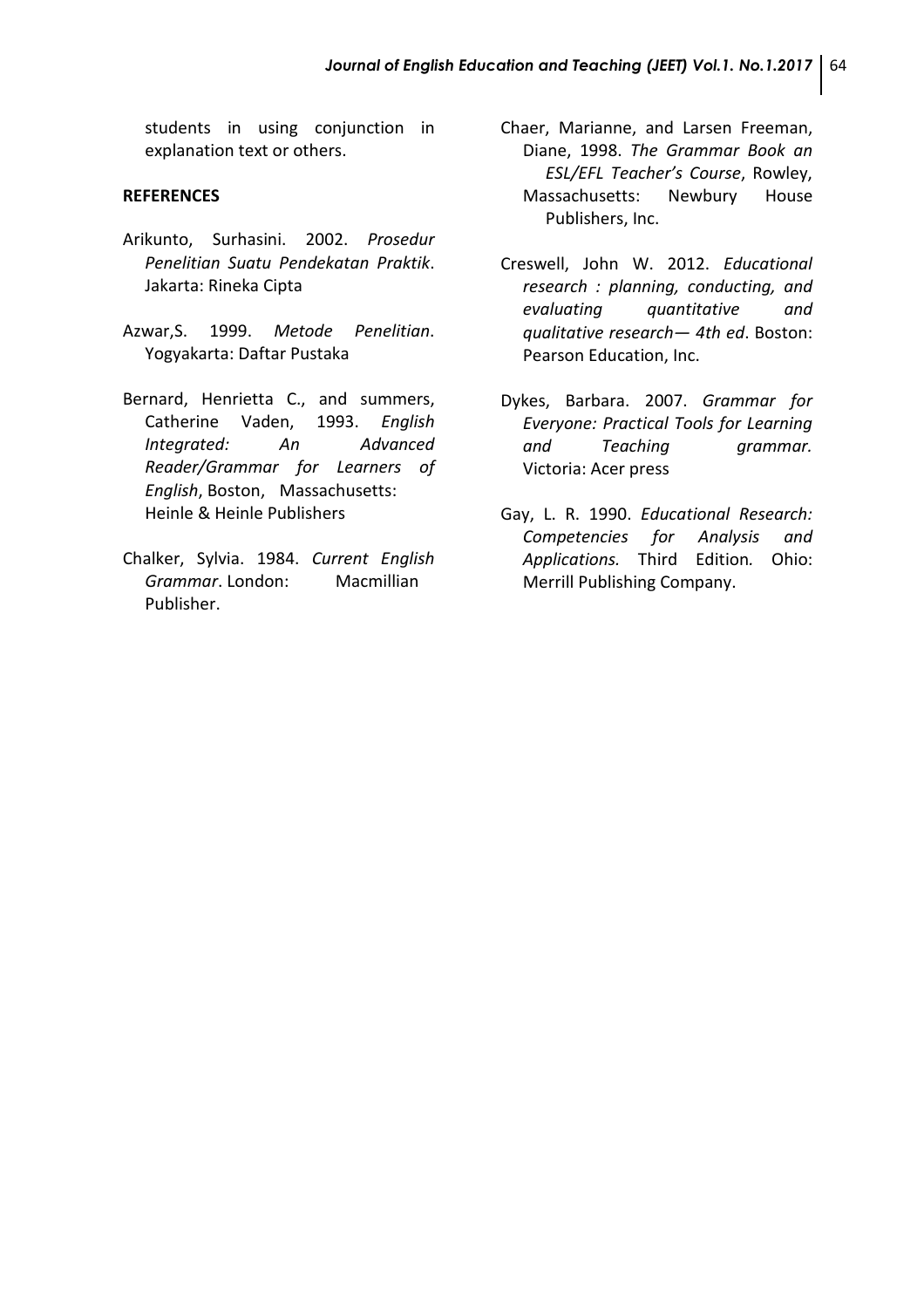students in using conjunction in explanation text or others.

**REFERENCES**

Arikunto, Surhasini. 2002. *Prosedur Penelitian Suatu Pendekatan Praktik*. Jakarta: Rineka Cipta

Azwar,S. 1999. *Metode Penelitian*. Yogyakarta: Daftar Pustaka

Bernard, Henrietta C., and summers, Catherine Vaden, 1993. *English Integrated: An Advanced Reader/Grammar for Learners of English*, Boston, Massachusetts: Heinle & Heinle Publishers

Chalker, Sylvia. 1984. *Current English Grammar*. London: Macmillian Publisher.

Chaer, Marianne, and Larsen Freeman, Diane, 1998. *The Grammar Book an ESL/EFL Teacher's Course*, Rowley, Massachusetts: Newbury House Publishers, Inc.

Creswell, John W. 2012. *Educational research : planning, conducting, and evaluating quantitative and qualitative research— 4th ed*. Boston: Pearson Education, Inc.

Dykes, Barbara. 2007. *Grammar for Everyone: Practical Tools for Learning and Teaching grammar.* Victoria: Acer press

Gay, L. R. 1990. *Educational Research: Competencies for Analysis and Applications.* Third Edition*.* Ohio: Merrill Publishing Company.